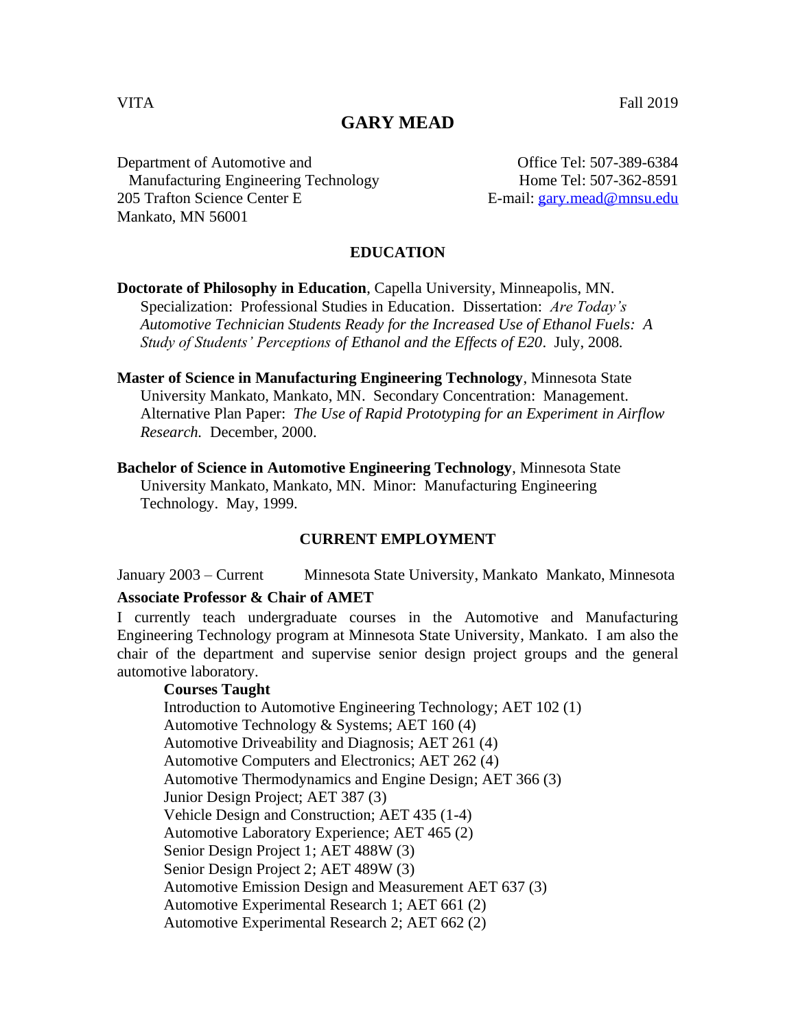VITA Fall 2019

# GARY MEAD

Department of Automotive and
Manufacturing Engineering Technology
205 Trafton Science Center E
Mankato, MN 56001

Office Tel: 507-389-6384
Home Tel: 507-362-8591
E-mail: gary.mead@mnsu.edu

## EDUCATION

**Doctorate of Philosophy in Education**, Capella University, Minneapolis, MN. Specialization: Professional Studies in Education. Dissertation: *Are Today's Automotive Technician Students Ready for the Increased Use of Ethanol Fuels: A Study of Students' Perceptions of Ethanol and the Effects of E20*. July, 2008.

**Master of Science in Manufacturing Engineering Technology**, Minnesota State University Mankato, Mankato, MN. Secondary Concentration: Management. Alternative Plan Paper: *The Use of Rapid Prototyping for an Experiment in Airflow Research.* December, 2000.

**Bachelor of Science in Automotive Engineering Technology**, Minnesota State University Mankato, Mankato, MN. Minor: Manufacturing Engineering Technology. May, 1999.

## CURRENT EMPLOYMENT

January 2003 – Current Minnesota State University, Mankato Mankato, Minnesota

**Associate Professor & Chair of AMET**

I currently teach undergraduate courses in the Automotive and Manufacturing Engineering Technology program at Minnesota State University, Mankato. I am also the chair of the department and supervise senior design project groups and the general automotive laboratory.

**Courses Taught**

Introduction to Automotive Engineering Technology; AET 102 (1)
Automotive Technology & Systems; AET 160 (4)
Automotive Driveability and Diagnosis; AET 261 (4)
Automotive Computers and Electronics; AET 262 (4)
Automotive Thermodynamics and Engine Design; AET 366 (3)
Junior Design Project; AET 387 (3)
Vehicle Design and Construction; AET 435 (1-4)
Automotive Laboratory Experience; AET 465 (2)
Senior Design Project 1; AET 488W (3)
Senior Design Project 2; AET 489W (3)
Automotive Emission Design and Measurement AET 637 (3)
Automotive Experimental Research 1; AET 661 (2)
Automotive Experimental Research 2; AET 662 (2)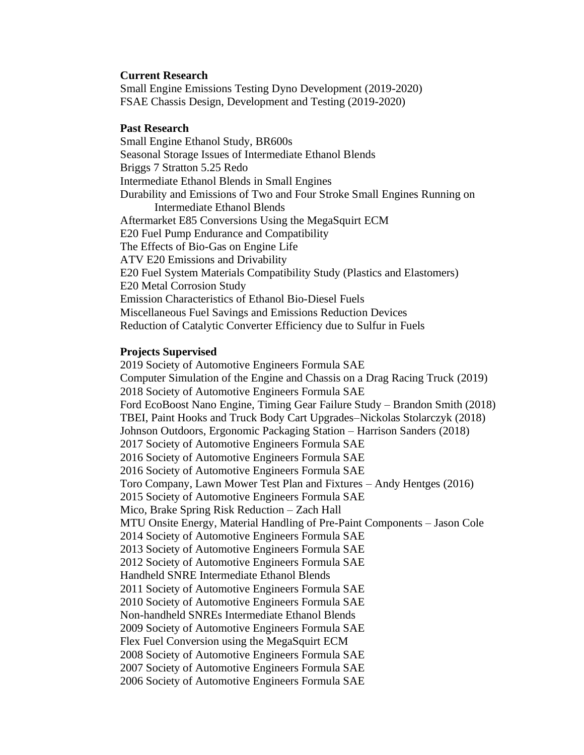**Current Research**

Small Engine Emissions Testing Dyno Development (2019-2020)
FSAE Chassis Design, Development and Testing (2019-2020)

**Past Research**

Small Engine Ethanol Study, BR600s
Seasonal Storage Issues of Intermediate Ethanol Blends
Briggs 7 Stratton 5.25 Redo
Intermediate Ethanol Blends in Small Engines
Durability and Emissions of Two and Four Stroke Small Engines Running on
    Intermediate Ethanol Blends
Aftermarket E85 Conversions Using the MegaSquirt ECM
E20 Fuel Pump Endurance and Compatibility
The Effects of Bio-Gas on Engine Life
ATV E20 Emissions and Drivability
E20 Fuel System Materials Compatibility Study (Plastics and Elastomers)
E20 Metal Corrosion Study
Emission Characteristics of Ethanol Bio-Diesel Fuels
Miscellaneous Fuel Savings and Emissions Reduction Devices
Reduction of Catalytic Converter Efficiency due to Sulfur in Fuels

**Projects Supervised**

2019 Society of Automotive Engineers Formula SAE
Computer Simulation of the Engine and Chassis on a Drag Racing Truck (2019)
2018 Society of Automotive Engineers Formula SAE
Ford EcoBoost Nano Engine, Timing Gear Failure Study – Brandon Smith (2018)
TBEI, Paint Hooks and Truck Body Cart Upgrades–Nickolas Stolarczyk (2018)
Johnson Outdoors, Ergonomic Packaging Station – Harrison Sanders (2018)
2017 Society of Automotive Engineers Formula SAE
2016 Society of Automotive Engineers Formula SAE
2016 Society of Automotive Engineers Formula SAE
Toro Company, Lawn Mower Test Plan and Fixtures – Andy Hentges (2016)
2015 Society of Automotive Engineers Formula SAE
Mico, Brake Spring Risk Reduction – Zach Hall
MTU Onsite Energy, Material Handling of Pre-Paint Components – Jason Cole
2014 Society of Automotive Engineers Formula SAE
2013 Society of Automotive Engineers Formula SAE
2012 Society of Automotive Engineers Formula SAE
Handheld SNRE Intermediate Ethanol Blends
2011 Society of Automotive Engineers Formula SAE
2010 Society of Automotive Engineers Formula SAE
Non-handheld SNREs Intermediate Ethanol Blends
2009 Society of Automotive Engineers Formula SAE
Flex Fuel Conversion using the MegaSquirt ECM
2008 Society of Automotive Engineers Formula SAE
2007 Society of Automotive Engineers Formula SAE
2006 Society of Automotive Engineers Formula SAE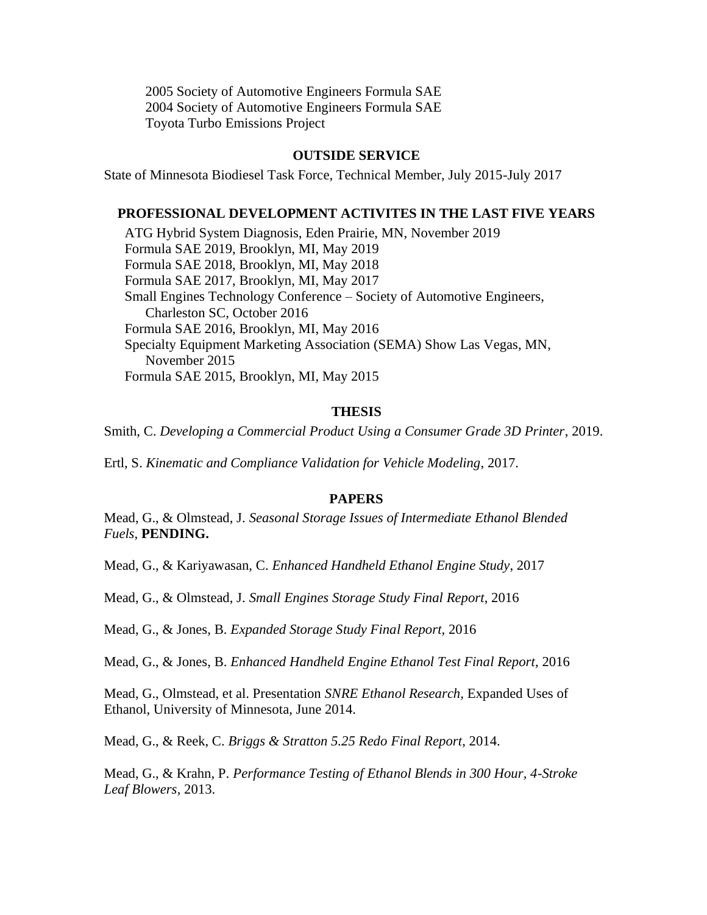2005 Society of Automotive Engineers Formula SAE
2004 Society of Automotive Engineers Formula SAE
Toyota Turbo Emissions Project

## OUTSIDE SERVICE

State of Minnesota Biodiesel Task Force, Technical Member, July 2015-July 2017

## PROFESSIONAL DEVELOPMENT ACTIVITES IN THE LAST FIVE YEARS

ATG Hybrid System Diagnosis, Eden Prairie, MN, November 2019
Formula SAE 2019, Brooklyn, MI, May 2019
Formula SAE 2018, Brooklyn, MI, May 2018
Formula SAE 2017, Brooklyn, MI, May 2017
Small Engines Technology Conference – Society of Automotive Engineers, Charleston SC, October 2016
Formula SAE 2016, Brooklyn, MI, May 2016
Specialty Equipment Marketing Association (SEMA) Show Las Vegas, MN, November 2015
Formula SAE 2015, Brooklyn, MI, May 2015

## THESIS

Smith, C. *Developing a Commercial Product Using a Consumer Grade 3D Printer*, 2019.

Ertl, S. *Kinematic and Compliance Validation for Vehicle Modeling*, 2017.

## PAPERS

Mead, G., & Olmstead, J. *Seasonal Storage Issues of Intermediate Ethanol Blended Fuels*, **PENDING.**

Mead, G., & Kariyawasan, C. *Enhanced Handheld Ethanol Engine Study*, 2017

Mead, G., & Olmstead, J. *Small Engines Storage Study Final Report*, 2016

Mead, G., & Jones, B. *Expanded Storage Study Final Report*, 2016

Mead, G., & Jones, B. *Enhanced Handheld Engine Ethanol Test Final Report*, 2016

Mead, G., Olmstead, et al. Presentation *SNRE Ethanol Research*, Expanded Uses of Ethanol, University of Minnesota, June 2014.

Mead, G., & Reek, C. *Briggs & Stratton 5.25 Redo Final Report*, 2014.

Mead, G., & Krahn, P. *Performance Testing of Ethanol Blends in 300 Hour, 4-Stroke Leaf Blowers*, 2013.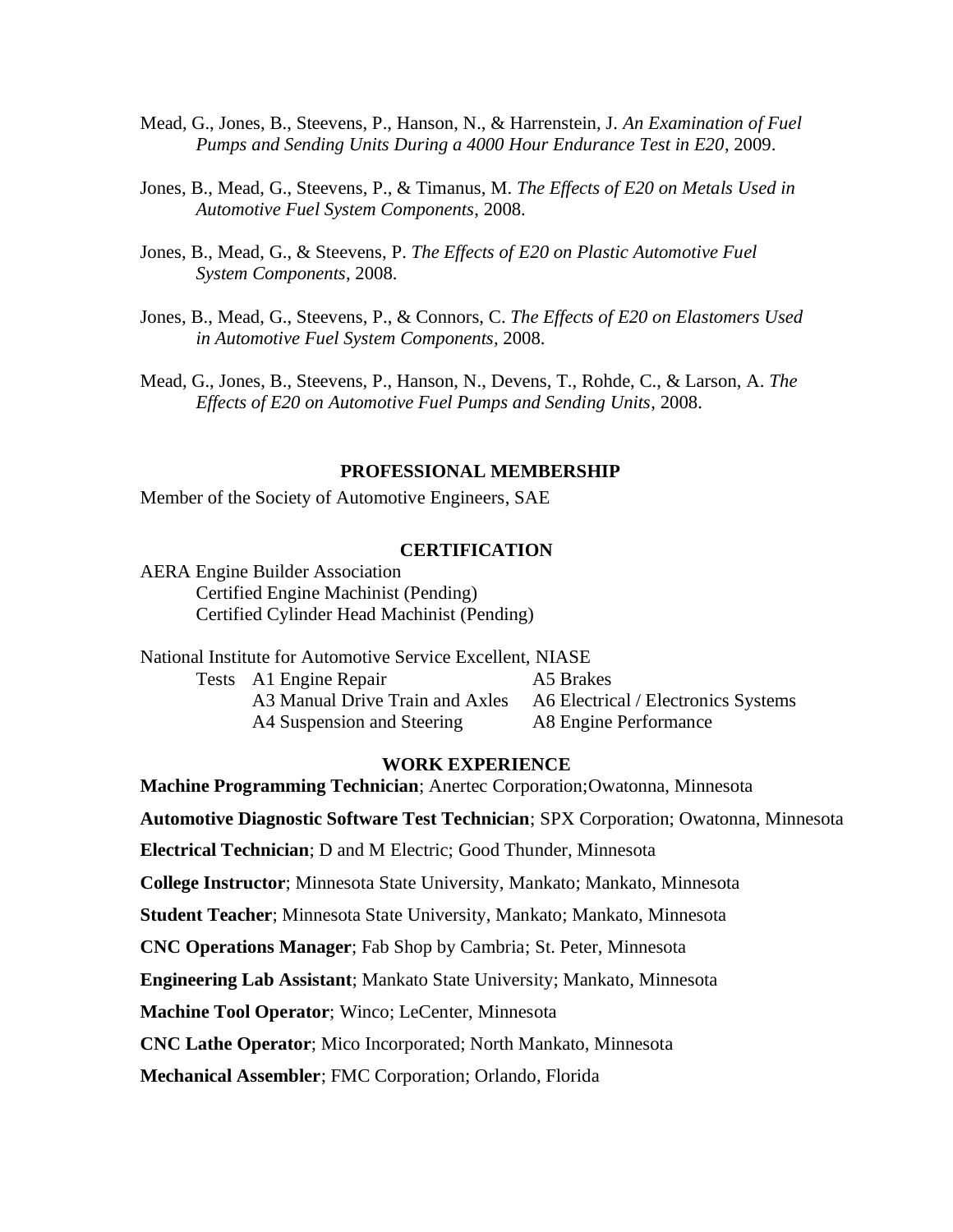Mead, G., Jones, B., Steevens, P., Hanson, N., & Harrenstein, J. *An Examination of Fuel Pumps and Sending Units During a 4000 Hour Endurance Test in E20*, 2009.

Jones, B., Mead, G., Steevens, P., & Timanus, M. *The Effects of E20 on Metals Used in Automotive Fuel System Components*, 2008.

Jones, B., Mead, G., & Steevens, P. *The Effects of E20 on Plastic Automotive Fuel System Components*, 2008.

Jones, B., Mead, G., Steevens, P., & Connors, C. *The Effects of E20 on Elastomers Used in Automotive Fuel System Components*, 2008.

Mead, G., Jones, B., Steevens, P., Hanson, N., Devens, T., Rohde, C., & Larson, A. *The Effects of E20 on Automotive Fuel Pumps and Sending Units*, 2008.

## PROFESSIONAL MEMBERSHIP

Member of the Society of Automotive Engineers, SAE

## CERTIFICATION

AERA Engine Builder Association
- Certified Engine Machinist (Pending)
- Certified Cylinder Head Machinist (Pending)

National Institute for Automotive Service Excellent, NIASE

| | | |
|---|---|---|
| Tests | A1 Engine Repair | A5 Brakes |
| | A3 Manual Drive Train and Axles | A6 Electrical / Electronics Systems |
| | A4 Suspension and Steering | A8 Engine Performance |

## WORK EXPERIENCE

**Machine Programming Technician**; Anertec Corporation;Owatonna, Minnesota

**Automotive Diagnostic Software Test Technician**; SPX Corporation; Owatonna, Minnesota

**Electrical Technician**; D and M Electric; Good Thunder, Minnesota

**College Instructor**; Minnesota State University, Mankato; Mankato, Minnesota

**Student Teacher**; Minnesota State University, Mankato; Mankato, Minnesota

**CNC Operations Manager**; Fab Shop by Cambria; St. Peter, Minnesota

**Engineering Lab Assistant**; Mankato State University; Mankato, Minnesota

**Machine Tool Operator**; Winco; LeCenter, Minnesota

**CNC Lathe Operator**; Mico Incorporated; North Mankato, Minnesota

**Mechanical Assembler**; FMC Corporation; Orlando, Florida